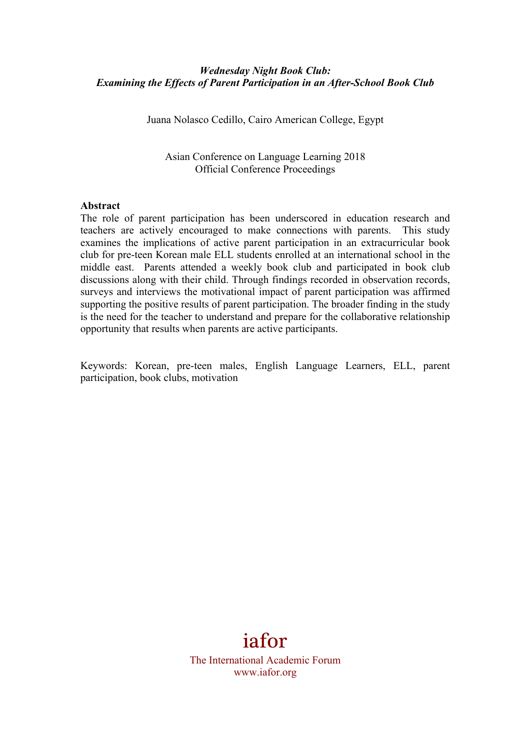***Wednesday Night Book Club:***
***Examining the Effects of Parent Participation in an After-School Book Club***

Juana Nolasco Cedillo, Cairo American College, Egypt

Asian Conference on Language Learning 2018
Official Conference Proceedings

**Abstract**

The role of parent participation has been underscored in education research and teachers are actively encouraged to make connections with parents. This study examines the implications of active parent participation in an extracurricular book club for pre-teen Korean male ELL students enrolled at an international school in the middle east. Parents attended a weekly book club and participated in book club discussions along with their child. Through findings recorded in observation records, surveys and interviews the motivational impact of parent participation was affirmed supporting the positive results of parent participation. The broader finding in the study is the need for the teacher to understand and prepare for the collaborative relationship opportunity that results when parents are active participants.

Keywords: Korean, pre-teen males, English Language Learners, ELL, parent participation, book clubs, motivation

iafor
The International Academic Forum
www.iafor.org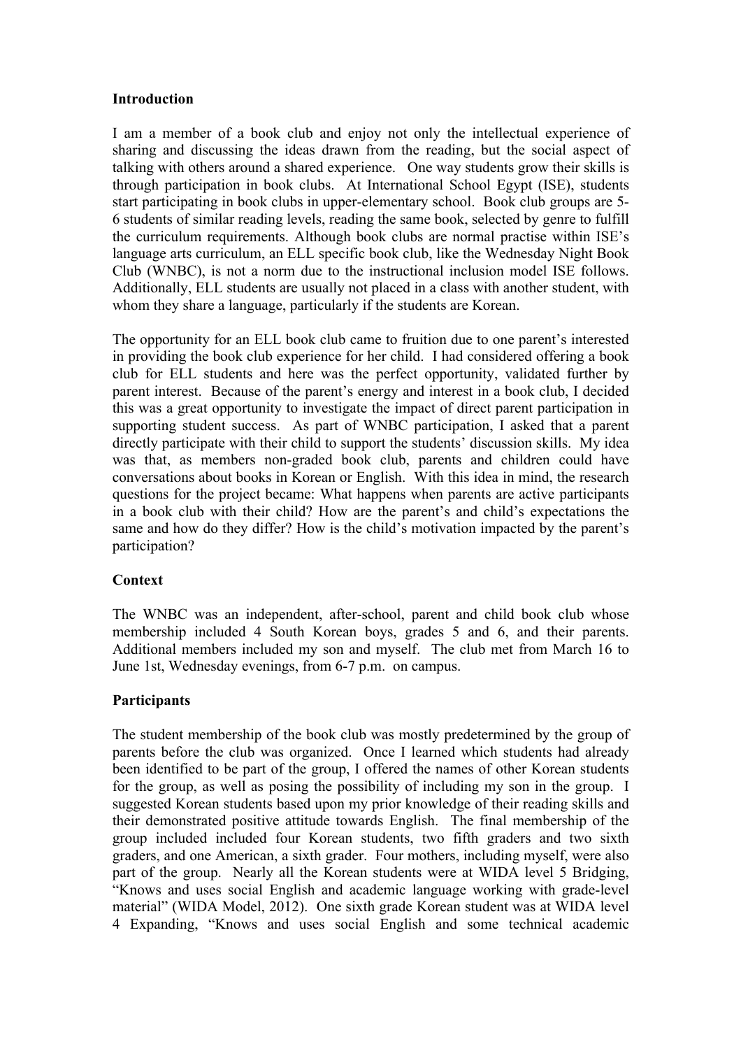**Introduction**

I am a member of a book club and enjoy not only the intellectual experience of sharing and discussing the ideas drawn from the reading, but the social aspect of talking with others around a shared experience. One way students grow their skills is through participation in book clubs. At International School Egypt (ISE), students start participating in book clubs in upper-elementary school. Book club groups are 5-6 students of similar reading levels, reading the same book, selected by genre to fulfill the curriculum requirements. Although book clubs are normal practise within ISE's language arts curriculum, an ELL specific book club, like the Wednesday Night Book Club (WNBC), is not a norm due to the instructional inclusion model ISE follows. Additionally, ELL students are usually not placed in a class with another student, with whom they share a language, particularly if the students are Korean.

The opportunity for an ELL book club came to fruition due to one parent's interested in providing the book club experience for her child. I had considered offering a book club for ELL students and here was the perfect opportunity, validated further by parent interest. Because of the parent's energy and interest in a book club, I decided this was a great opportunity to investigate the impact of direct parent participation in supporting student success. As part of WNBC participation, I asked that a parent directly participate with their child to support the students' discussion skills. My idea was that, as members non-graded book club, parents and children could have conversations about books in Korean or English. With this idea in mind, the research questions for the project became: What happens when parents are active participants in a book club with their child? How are the parent's and child's expectations the same and how do they differ? How is the child's motivation impacted by the parent's participation?

**Context**

The WNBC was an independent, after-school, parent and child book club whose membership included 4 South Korean boys, grades 5 and 6, and their parents. Additional members included my son and myself. The club met from March 16 to June 1st, Wednesday evenings, from 6-7 p.m. on campus.

**Participants**

The student membership of the book club was mostly predetermined by the group of parents before the club was organized. Once I learned which students had already been identified to be part of the group, I offered the names of other Korean students for the group, as well as posing the possibility of including my son in the group. I suggested Korean students based upon my prior knowledge of their reading skills and their demonstrated positive attitude towards English. The final membership of the group included included four Korean students, two fifth graders and two sixth graders, and one American, a sixth grader. Four mothers, including myself, were also part of the group. Nearly all the Korean students were at WIDA level 5 Bridging, "Knows and uses social English and academic language working with grade-level material" (WIDA Model, 2012). One sixth grade Korean student was at WIDA level 4 Expanding, "Knows and uses social English and some technical academic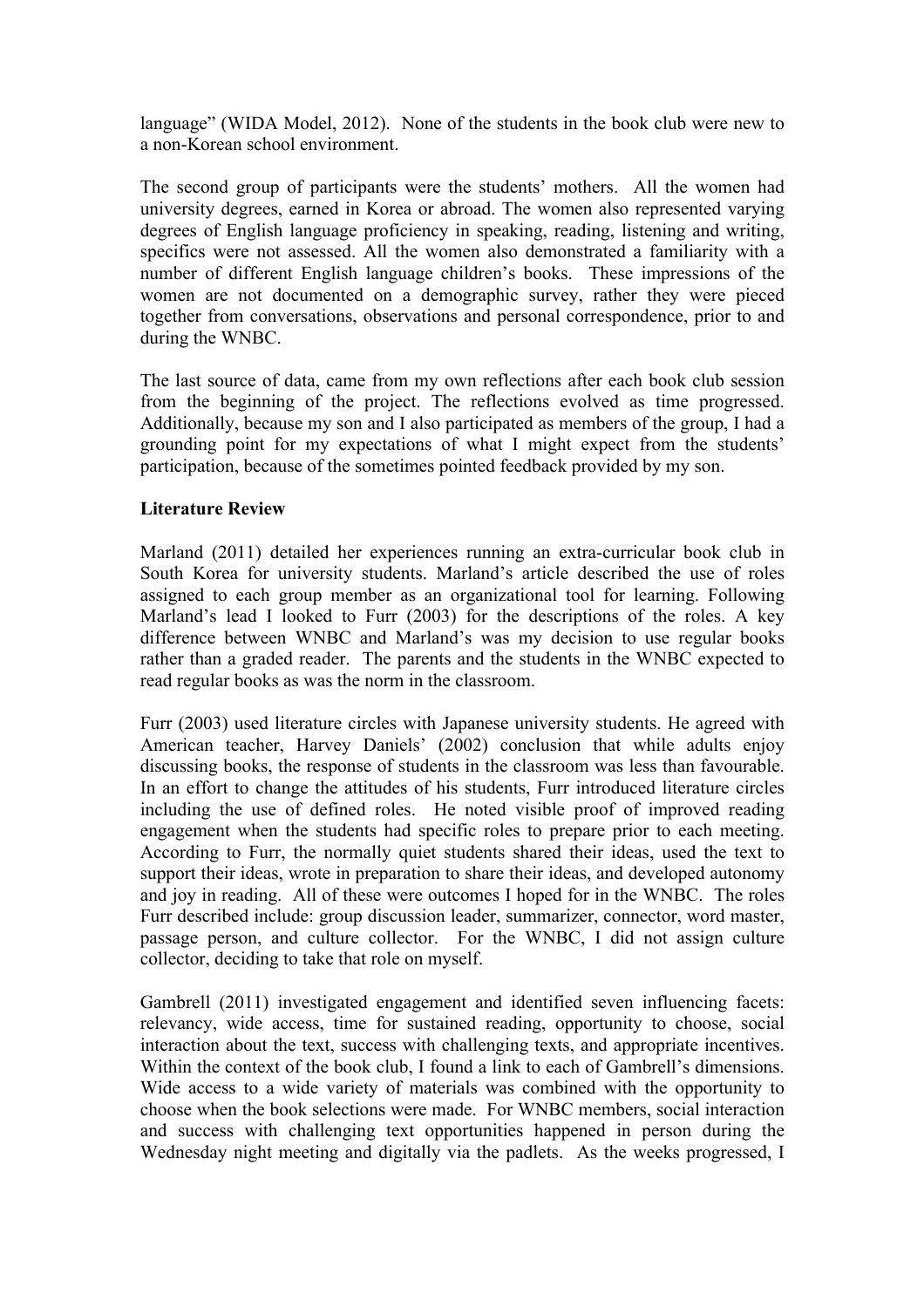language" (WIDA Model, 2012). None of the students in the book club were new to a non-Korean school environment.

The second group of participants were the students' mothers. All the women had university degrees, earned in Korea or abroad. The women also represented varying degrees of English language proficiency in speaking, reading, listening and writing, specifics were not assessed. All the women also demonstrated a familiarity with a number of different English language children's books. These impressions of the women are not documented on a demographic survey, rather they were pieced together from conversations, observations and personal correspondence, prior to and during the WNBC.

The last source of data, came from my own reflections after each book club session from the beginning of the project. The reflections evolved as time progressed. Additionally, because my son and I also participated as members of the group, I had a grounding point for my expectations of what I might expect from the students' participation, because of the sometimes pointed feedback provided by my son.

**Literature Review**

Marland (2011) detailed her experiences running an extra-curricular book club in South Korea for university students. Marland's article described the use of roles assigned to each group member as an organizational tool for learning. Following Marland's lead I looked to Furr (2003) for the descriptions of the roles. A key difference between WNBC and Marland's was my decision to use regular books rather than a graded reader. The parents and the students in the WNBC expected to read regular books as was the norm in the classroom.

Furr (2003) used literature circles with Japanese university students. He agreed with American teacher, Harvey Daniels' (2002) conclusion that while adults enjoy discussing books, the response of students in the classroom was less than favourable. In an effort to change the attitudes of his students, Furr introduced literature circles including the use of defined roles. He noted visible proof of improved reading engagement when the students had specific roles to prepare prior to each meeting. According to Furr, the normally quiet students shared their ideas, used the text to support their ideas, wrote in preparation to share their ideas, and developed autonomy and joy in reading. All of these were outcomes I hoped for in the WNBC. The roles Furr described include: group discussion leader, summarizer, connector, word master, passage person, and culture collector. For the WNBC, I did not assign culture collector, deciding to take that role on myself.

Gambrell (2011) investigated engagement and identified seven influencing facets: relevancy, wide access, time for sustained reading, opportunity to choose, social interaction about the text, success with challenging texts, and appropriate incentives. Within the context of the book club, I found a link to each of Gambrell's dimensions. Wide access to a wide variety of materials was combined with the opportunity to choose when the book selections were made. For WNBC members, social interaction and success with challenging text opportunities happened in person during the Wednesday night meeting and digitally via the padlets. As the weeks progressed, I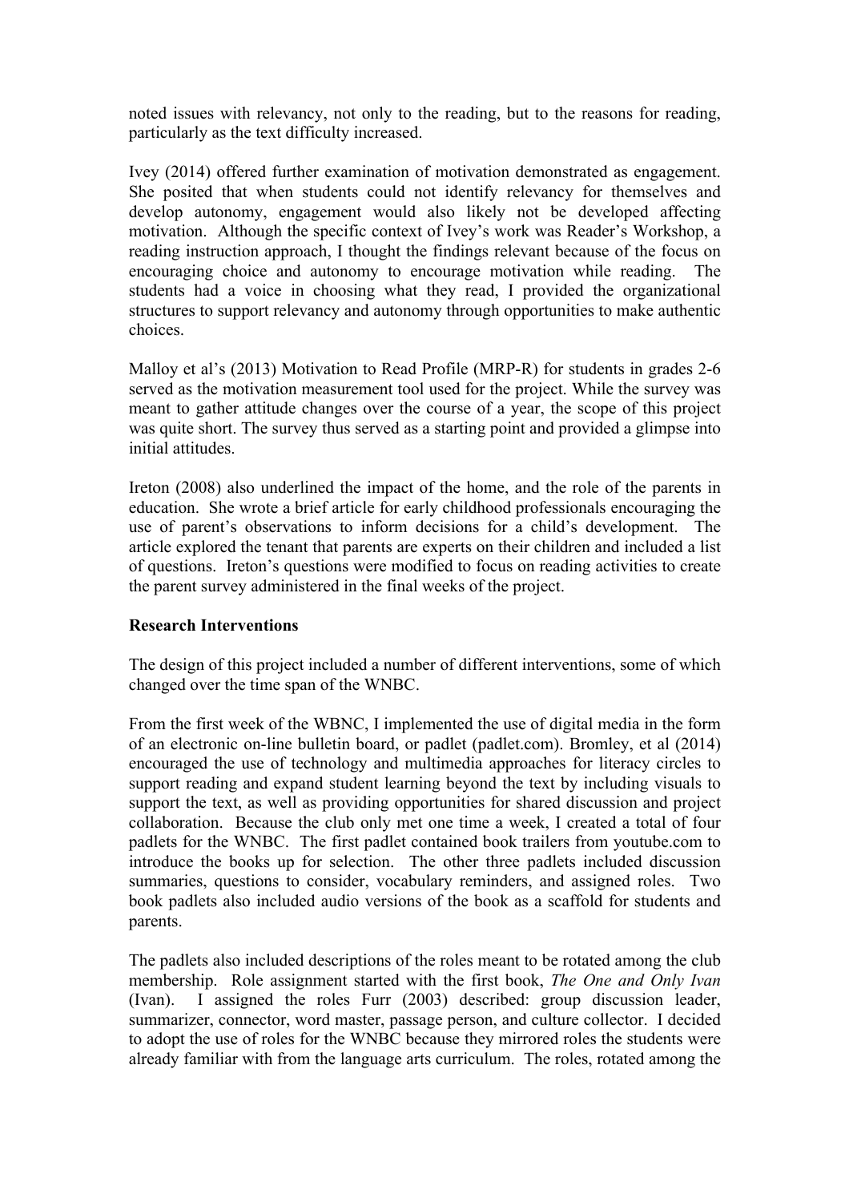noted issues with relevancy, not only to the reading, but to the reasons for reading, particularly as the text difficulty increased.

Ivey (2014) offered further examination of motivation demonstrated as engagement. She posited that when students could not identify relevancy for themselves and develop autonomy, engagement would also likely not be developed affecting motivation. Although the specific context of Ivey's work was Reader's Workshop, a reading instruction approach, I thought the findings relevant because of the focus on encouraging choice and autonomy to encourage motivation while reading. The students had a voice in choosing what they read, I provided the organizational structures to support relevancy and autonomy through opportunities to make authentic choices.

Malloy et al's (2013) Motivation to Read Profile (MRP-R) for students in grades 2-6 served as the motivation measurement tool used for the project. While the survey was meant to gather attitude changes over the course of a year, the scope of this project was quite short. The survey thus served as a starting point and provided a glimpse into initial attitudes.

Ireton (2008) also underlined the impact of the home, and the role of the parents in education. She wrote a brief article for early childhood professionals encouraging the use of parent's observations to inform decisions for a child's development. The article explored the tenant that parents are experts on their children and included a list of questions. Ireton's questions were modified to focus on reading activities to create the parent survey administered in the final weeks of the project.

**Research Interventions**

The design of this project included a number of different interventions, some of which changed over the time span of the WNBC.

From the first week of the WBNC, I implemented the use of digital media in the form of an electronic on-line bulletin board, or padlet (padlet.com). Bromley, et al (2014) encouraged the use of technology and multimedia approaches for literacy circles to support reading and expand student learning beyond the text by including visuals to support the text, as well as providing opportunities for shared discussion and project collaboration. Because the club only met one time a week, I created a total of four padlets for the WNBC. The first padlet contained book trailers from youtube.com to introduce the books up for selection. The other three padlets included discussion summaries, questions to consider, vocabulary reminders, and assigned roles. Two book padlets also included audio versions of the book as a scaffold for students and parents.

The padlets also included descriptions of the roles meant to be rotated among the club membership. Role assignment started with the first book, *The One and Only Ivan* (Ivan). I assigned the roles Furr (2003) described: group discussion leader, summarizer, connector, word master, passage person, and culture collector. I decided to adopt the use of roles for the WNBC because they mirrored roles the students were already familiar with from the language arts curriculum. The roles, rotated among the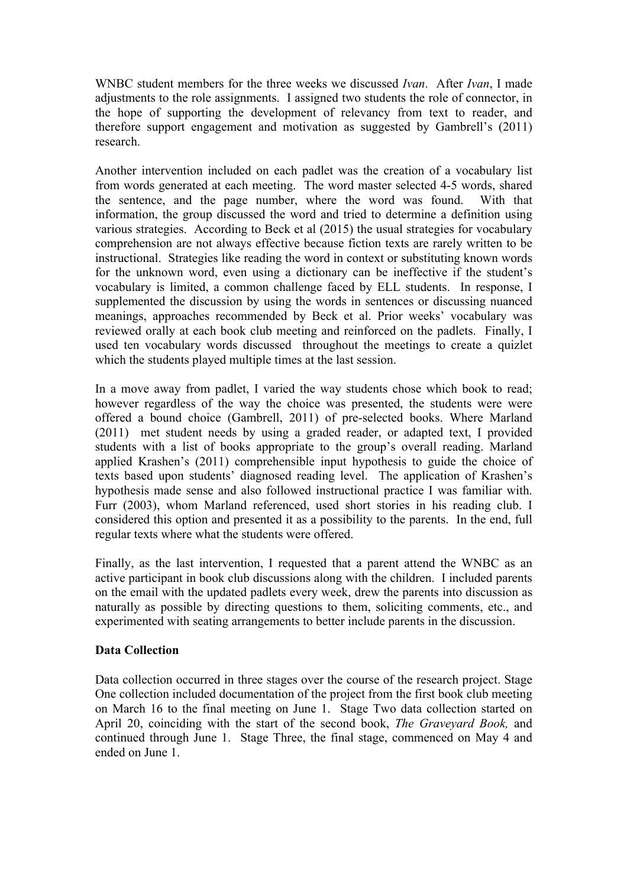WNBC student members for the three weeks we discussed *Ivan*. After *Ivan*, I made adjustments to the role assignments. I assigned two students the role of connector, in the hope of supporting the development of relevancy from text to reader, and therefore support engagement and motivation as suggested by Gambrell's (2011) research.

Another intervention included on each padlet was the creation of a vocabulary list from words generated at each meeting. The word master selected 4-5 words, shared the sentence, and the page number, where the word was found. With that information, the group discussed the word and tried to determine a definition using various strategies. According to Beck et al (2015) the usual strategies for vocabulary comprehension are not always effective because fiction texts are rarely written to be instructional. Strategies like reading the word in context or substituting known words for the unknown word, even using a dictionary can be ineffective if the student's vocabulary is limited, a common challenge faced by ELL students. In response, I supplemented the discussion by using the words in sentences or discussing nuanced meanings, approaches recommended by Beck et al. Prior weeks' vocabulary was reviewed orally at each book club meeting and reinforced on the padlets. Finally, I used ten vocabulary words discussed throughout the meetings to create a quizlet which the students played multiple times at the last session.

In a move away from padlet, I varied the way students chose which book to read; however regardless of the way the choice was presented, the students were were offered a bound choice (Gambrell, 2011) of pre-selected books. Where Marland (2011) met student needs by using a graded reader, or adapted text, I provided students with a list of books appropriate to the group's overall reading. Marland applied Krashen's (2011) comprehensible input hypothesis to guide the choice of texts based upon students' diagnosed reading level. The application of Krashen's hypothesis made sense and also followed instructional practice I was familiar with. Furr (2003), whom Marland referenced, used short stories in his reading club. I considered this option and presented it as a possibility to the parents. In the end, full regular texts where what the students were offered.

Finally, as the last intervention, I requested that a parent attend the WNBC as an active participant in book club discussions along with the children. I included parents on the email with the updated padlets every week, drew the parents into discussion as naturally as possible by directing questions to them, soliciting comments, etc., and experimented with seating arrangements to better include parents in the discussion.

**Data Collection**

Data collection occurred in three stages over the course of the research project. Stage One collection included documentation of the project from the first book club meeting on March 16 to the final meeting on June 1. Stage Two data collection started on April 20, coinciding with the start of the second book, *The Graveyard Book,* and continued through June 1. Stage Three, the final stage, commenced on May 4 and ended on June 1.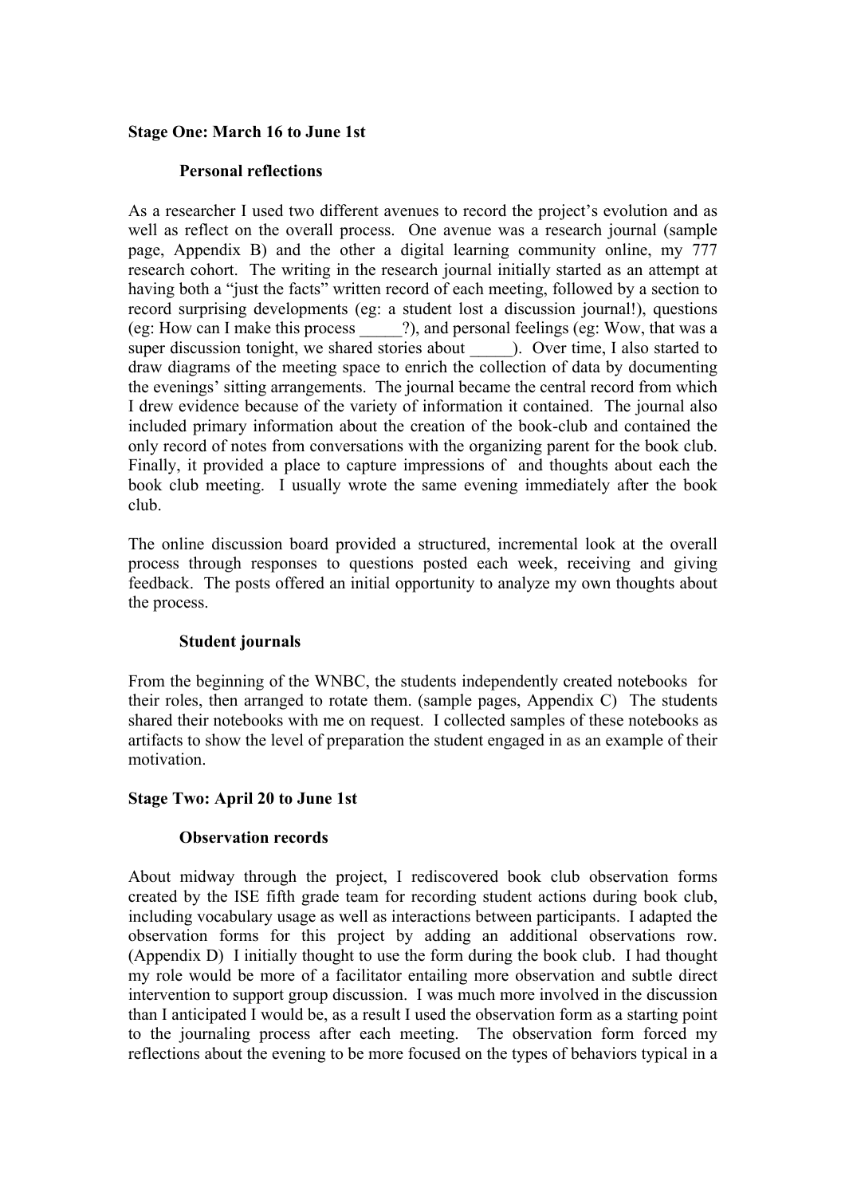**Stage One: March 16 to June 1st**

**Personal reflections**

As a researcher I used two different avenues to record the project's evolution and as well as reflect on the overall process. One avenue was a research journal (sample page, Appendix B) and the other a digital learning community online, my 777 research cohort. The writing in the research journal initially started as an attempt at having both a "just the facts" written record of each meeting, followed by a section to record surprising developments (eg: a student lost a discussion journal!), questions (eg: How can I make this process _____?), and personal feelings (eg: Wow, that was a super discussion tonight, we shared stories about _____). Over time, I also started to draw diagrams of the meeting space to enrich the collection of data by documenting the evenings' sitting arrangements. The journal became the central record from which I drew evidence because of the variety of information it contained. The journal also included primary information about the creation of the book-club and contained the only record of notes from conversations with the organizing parent for the book club. Finally, it provided a place to capture impressions of and thoughts about each the book club meeting. I usually wrote the same evening immediately after the book club.

The online discussion board provided a structured, incremental look at the overall process through responses to questions posted each week, receiving and giving feedback. The posts offered an initial opportunity to analyze my own thoughts about the process.

**Student journals**

From the beginning of the WNBC, the students independently created notebooks for their roles, then arranged to rotate them. (sample pages, Appendix C) The students shared their notebooks with me on request. I collected samples of these notebooks as artifacts to show the level of preparation the student engaged in as an example of their motivation.

**Stage Two: April 20 to June 1st**

**Observation records**

About midway through the project, I rediscovered book club observation forms created by the ISE fifth grade team for recording student actions during book club, including vocabulary usage as well as interactions between participants. I adapted the observation forms for this project by adding an additional observations row. (Appendix D) I initially thought to use the form during the book club. I had thought my role would be more of a facilitator entailing more observation and subtle direct intervention to support group discussion. I was much more involved in the discussion than I anticipated I would be, as a result I used the observation form as a starting point to the journaling process after each meeting. The observation form forced my reflections about the evening to be more focused on the types of behaviors typical in a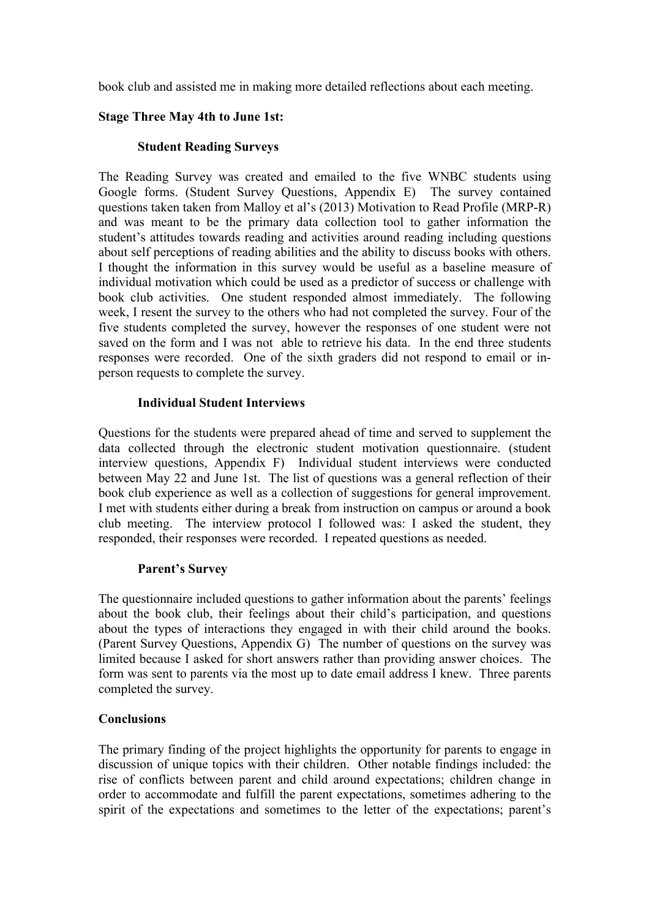book club and assisted me in making more detailed reflections about each meeting.

**Stage Three May 4th to June 1st:**

**Student Reading Surveys**

The Reading Survey was created and emailed to the five WNBC students using Google forms. (Student Survey Questions, Appendix E) The survey contained questions taken taken from Malloy et al's (2013) Motivation to Read Profile (MRP-R) and was meant to be the primary data collection tool to gather information the student's attitudes towards reading and activities around reading including questions about self perceptions of reading abilities and the ability to discuss books with others. I thought the information in this survey would be useful as a baseline measure of individual motivation which could be used as a predictor of success or challenge with book club activities. One student responded almost immediately. The following week, I resent the survey to the others who had not completed the survey. Four of the five students completed the survey, however the responses of one student were not saved on the form and I was not able to retrieve his data. In the end three students responses were recorded. One of the sixth graders did not respond to email or in-person requests to complete the survey.

**Individual Student Interviews**

Questions for the students were prepared ahead of time and served to supplement the data collected through the electronic student motivation questionnaire. (student interview questions, Appendix F) Individual student interviews were conducted between May 22 and June 1st. The list of questions was a general reflection of their book club experience as well as a collection of suggestions for general improvement. I met with students either during a break from instruction on campus or around a book club meeting. The interview protocol I followed was: I asked the student, they responded, their responses were recorded. I repeated questions as needed.

**Parent's Survey**

The questionnaire included questions to gather information about the parents' feelings about the book club, their feelings about their child's participation, and questions about the types of interactions they engaged in with their child around the books. (Parent Survey Questions, Appendix G) The number of questions on the survey was limited because I asked for short answers rather than providing answer choices. The form was sent to parents via the most up to date email address I knew. Three parents completed the survey.

**Conclusions**

The primary finding of the project highlights the opportunity for parents to engage in discussion of unique topics with their children. Other notable findings included: the rise of conflicts between parent and child around expectations; children change in order to accommodate and fulfill the parent expectations, sometimes adhering to the spirit of the expectations and sometimes to the letter of the expectations; parent's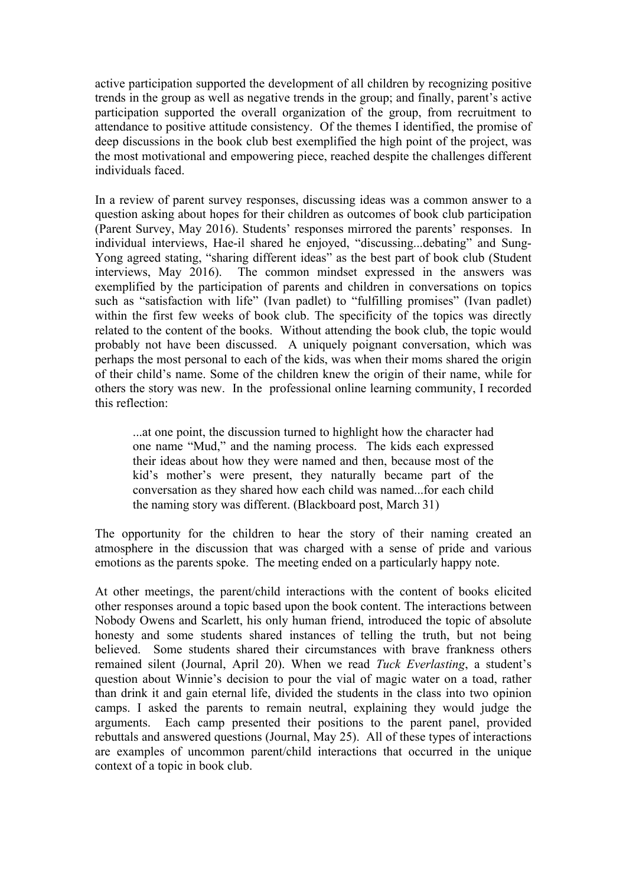active participation supported the development of all children by recognizing positive trends in the group as well as negative trends in the group; and finally, parent's active participation supported the overall organization of the group, from recruitment to attendance to positive attitude consistency. Of the themes I identified, the promise of deep discussions in the book club best exemplified the high point of the project, was the most motivational and empowering piece, reached despite the challenges different individuals faced.

In a review of parent survey responses, discussing ideas was a common answer to a question asking about hopes for their children as outcomes of book club participation (Parent Survey, May 2016). Students' responses mirrored the parents' responses. In individual interviews, Hae-il shared he enjoyed, "discussing...debating" and Sung-Yong agreed stating, "sharing different ideas" as the best part of book club (Student interviews, May 2016). The common mindset expressed in the answers was exemplified by the participation of parents and children in conversations on topics such as "satisfaction with life" (Ivan padlet) to "fulfilling promises" (Ivan padlet) within the first few weeks of book club. The specificity of the topics was directly related to the content of the books. Without attending the book club, the topic would probably not have been discussed. A uniquely poignant conversation, which was perhaps the most personal to each of the kids, was when their moms shared the origin of their child's name. Some of the children knew the origin of their name, while for others the story was new. In the professional online learning community, I recorded this reflection:

> ...at one point, the discussion turned to highlight how the character had one name "Mud," and the naming process. The kids each expressed their ideas about how they were named and then, because most of the kid's mother's were present, they naturally became part of the conversation as they shared how each child was named...for each child the naming story was different. (Blackboard post, March 31)

The opportunity for the children to hear the story of their naming created an atmosphere in the discussion that was charged with a sense of pride and various emotions as the parents spoke. The meeting ended on a particularly happy note.

At other meetings, the parent/child interactions with the content of books elicited other responses around a topic based upon the book content. The interactions between Nobody Owens and Scarlett, his only human friend, introduced the topic of absolute honesty and some students shared instances of telling the truth, but not being believed. Some students shared their circumstances with brave frankness others remained silent (Journal, April 20). When we read *Tuck Everlasting*, a student's question about Winnie's decision to pour the vial of magic water on a toad, rather than drink it and gain eternal life, divided the students in the class into two opinion camps. I asked the parents to remain neutral, explaining they would judge the arguments. Each camp presented their positions to the parent panel, provided rebuttals and answered questions (Journal, May 25). All of these types of interactions are examples of uncommon parent/child interactions that occurred in the unique context of a topic in book club.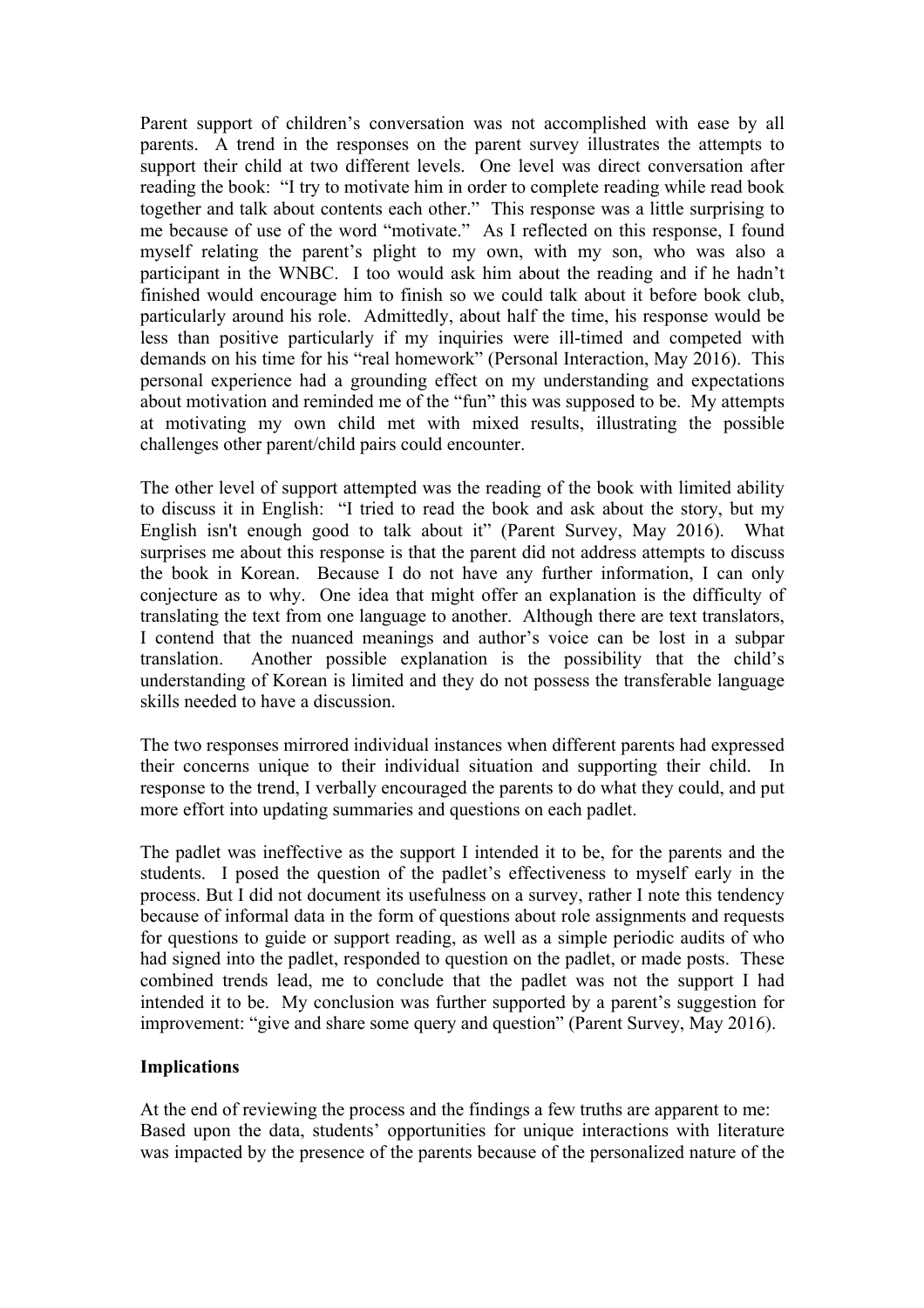Parent support of children's conversation was not accomplished with ease by all parents. A trend in the responses on the parent survey illustrates the attempts to support their child at two different levels. One level was direct conversation after reading the book: "I try to motivate him in order to complete reading while read book together and talk about contents each other." This response was a little surprising to me because of use of the word "motivate." As I reflected on this response, I found myself relating the parent's plight to my own, with my son, who was also a participant in the WNBC. I too would ask him about the reading and if he hadn't finished would encourage him to finish so we could talk about it before book club, particularly around his role. Admittedly, about half the time, his response would be less than positive particularly if my inquiries were ill-timed and competed with demands on his time for his "real homework" (Personal Interaction, May 2016). This personal experience had a grounding effect on my understanding and expectations about motivation and reminded me of the "fun" this was supposed to be. My attempts at motivating my own child met with mixed results, illustrating the possible challenges other parent/child pairs could encounter.

The other level of support attempted was the reading of the book with limited ability to discuss it in English: "I tried to read the book and ask about the story, but my English isn't enough good to talk about it" (Parent Survey, May 2016). What surprises me about this response is that the parent did not address attempts to discuss the book in Korean. Because I do not have any further information, I can only conjecture as to why. One idea that might offer an explanation is the difficulty of translating the text from one language to another. Although there are text translators, I contend that the nuanced meanings and author's voice can be lost in a subpar translation. Another possible explanation is the possibility that the child's understanding of Korean is limited and they do not possess the transferable language skills needed to have a discussion.

The two responses mirrored individual instances when different parents had expressed their concerns unique to their individual situation and supporting their child. In response to the trend, I verbally encouraged the parents to do what they could, and put more effort into updating summaries and questions on each padlet.

The padlet was ineffective as the support I intended it to be, for the parents and the students. I posed the question of the padlet's effectiveness to myself early in the process. But I did not document its usefulness on a survey, rather I note this tendency because of informal data in the form of questions about role assignments and requests for questions to guide or support reading, as well as a simple periodic audits of who had signed into the padlet, responded to question on the padlet, or made posts. These combined trends lead, me to conclude that the padlet was not the support I had intended it to be. My conclusion was further supported by a parent's suggestion for improvement: "give and share some query and question" (Parent Survey, May 2016).

**Implications**

At the end of reviewing the process and the findings a few truths are apparent to me: Based upon the data, students' opportunities for unique interactions with literature was impacted by the presence of the parents because of the personalized nature of the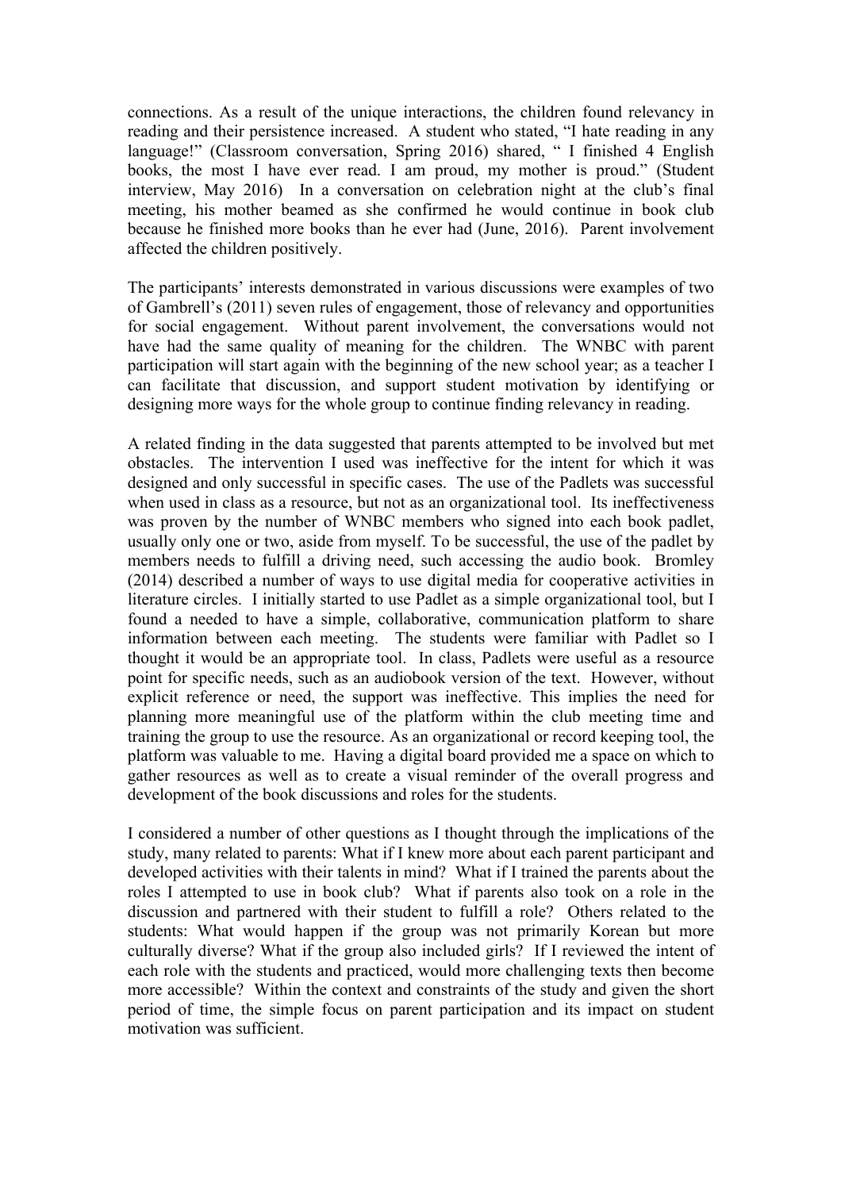connections. As a result of the unique interactions, the children found relevancy in reading and their persistence increased. A student who stated, "I hate reading in any language!" (Classroom conversation, Spring 2016) shared, " I finished 4 English books, the most I have ever read. I am proud, my mother is proud." (Student interview, May 2016) In a conversation on celebration night at the club's final meeting, his mother beamed as she confirmed he would continue in book club because he finished more books than he ever had (June, 2016). Parent involvement affected the children positively.

The participants' interests demonstrated in various discussions were examples of two of Gambrell's (2011) seven rules of engagement, those of relevancy and opportunities for social engagement. Without parent involvement, the conversations would not have had the same quality of meaning for the children. The WNBC with parent participation will start again with the beginning of the new school year; as a teacher I can facilitate that discussion, and support student motivation by identifying or designing more ways for the whole group to continue finding relevancy in reading.

A related finding in the data suggested that parents attempted to be involved but met obstacles. The intervention I used was ineffective for the intent for which it was designed and only successful in specific cases. The use of the Padlets was successful when used in class as a resource, but not as an organizational tool. Its ineffectiveness was proven by the number of WNBC members who signed into each book padlet, usually only one or two, aside from myself. To be successful, the use of the padlet by members needs to fulfill a driving need, such accessing the audio book. Bromley (2014) described a number of ways to use digital media for cooperative activities in literature circles. I initially started to use Padlet as a simple organizational tool, but I found a needed to have a simple, collaborative, communication platform to share information between each meeting. The students were familiar with Padlet so I thought it would be an appropriate tool. In class, Padlets were useful as a resource point for specific needs, such as an audiobook version of the text. However, without explicit reference or need, the support was ineffective. This implies the need for planning more meaningful use of the platform within the club meeting time and training the group to use the resource. As an organizational or record keeping tool, the platform was valuable to me. Having a digital board provided me a space on which to gather resources as well as to create a visual reminder of the overall progress and development of the book discussions and roles for the students.

I considered a number of other questions as I thought through the implications of the study, many related to parents: What if I knew more about each parent participant and developed activities with their talents in mind? What if I trained the parents about the roles I attempted to use in book club? What if parents also took on a role in the discussion and partnered with their student to fulfill a role? Others related to the students: What would happen if the group was not primarily Korean but more culturally diverse? What if the group also included girls? If I reviewed the intent of each role with the students and practiced, would more challenging texts then become more accessible? Within the context and constraints of the study and given the short period of time, the simple focus on parent participation and its impact on student motivation was sufficient.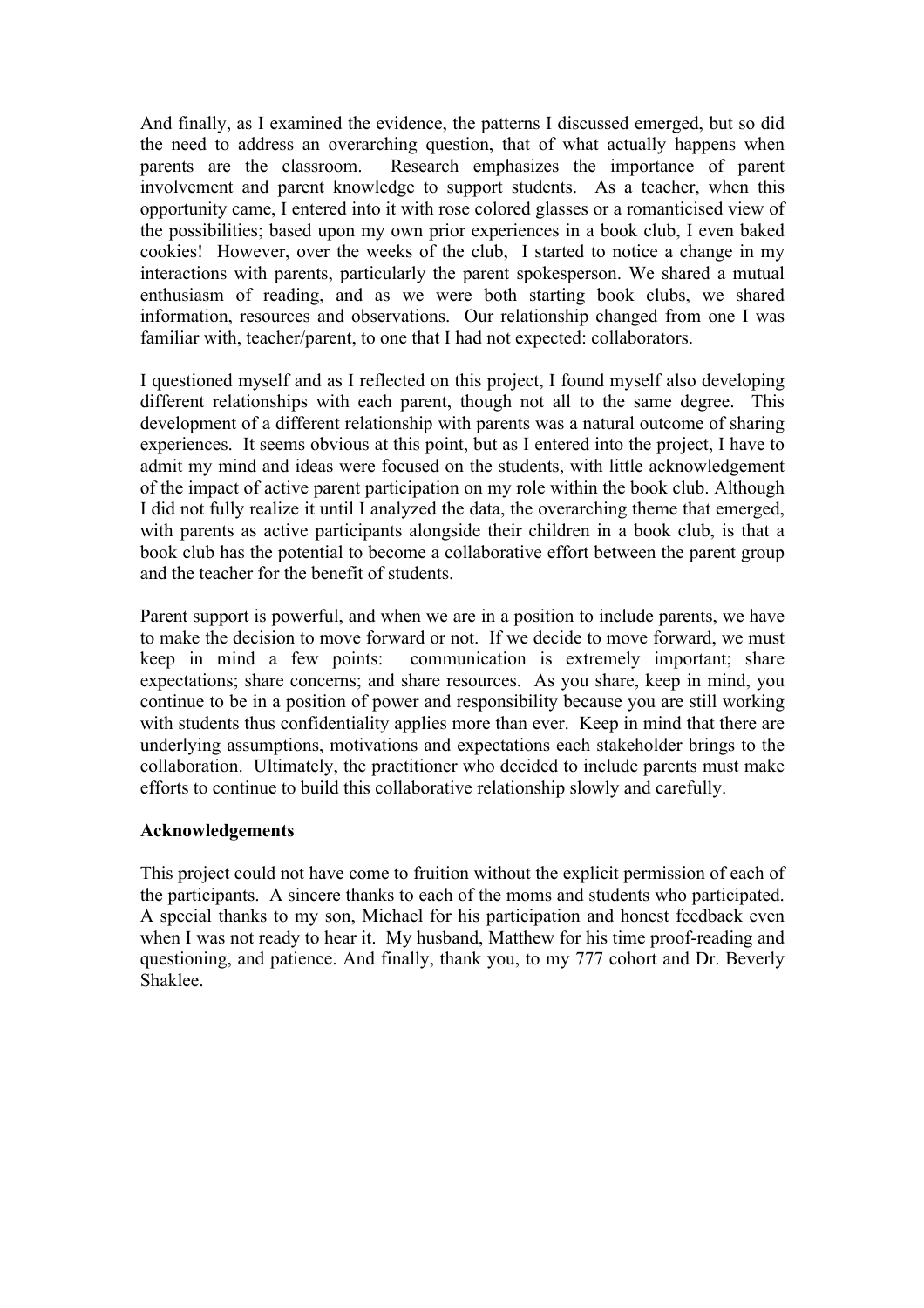And finally, as I examined the evidence, the patterns I discussed emerged, but so did the need to address an overarching question, that of what actually happens when parents are the classroom. Research emphasizes the importance of parent involvement and parent knowledge to support students. As a teacher, when this opportunity came, I entered into it with rose colored glasses or a romanticised view of the possibilities; based upon my own prior experiences in a book club, I even baked cookies! However, over the weeks of the club, I started to notice a change in my interactions with parents, particularly the parent spokesperson. We shared a mutual enthusiasm of reading, and as we were both starting book clubs, we shared information, resources and observations. Our relationship changed from one I was familiar with, teacher/parent, to one that I had not expected: collaborators.

I questioned myself and as I reflected on this project, I found myself also developing different relationships with each parent, though not all to the same degree. This development of a different relationship with parents was a natural outcome of sharing experiences. It seems obvious at this point, but as I entered into the project, I have to admit my mind and ideas were focused on the students, with little acknowledgement of the impact of active parent participation on my role within the book club. Although I did not fully realize it until I analyzed the data, the overarching theme that emerged, with parents as active participants alongside their children in a book club, is that a book club has the potential to become a collaborative effort between the parent group and the teacher for the benefit of students.

Parent support is powerful, and when we are in a position to include parents, we have to make the decision to move forward or not. If we decide to move forward, we must keep in mind a few points: communication is extremely important; share expectations; share concerns; and share resources. As you share, keep in mind, you continue to be in a position of power and responsibility because you are still working with students thus confidentiality applies more than ever. Keep in mind that there are underlying assumptions, motivations and expectations each stakeholder brings to the collaboration. Ultimately, the practitioner who decided to include parents must make efforts to continue to build this collaborative relationship slowly and carefully.

**Acknowledgements**

This project could not have come to fruition without the explicit permission of each of the participants. A sincere thanks to each of the moms and students who participated. A special thanks to my son, Michael for his participation and honest feedback even when I was not ready to hear it. My husband, Matthew for his time proof-reading and questioning, and patience. And finally, thank you, to my 777 cohort and Dr. Beverly Shaklee.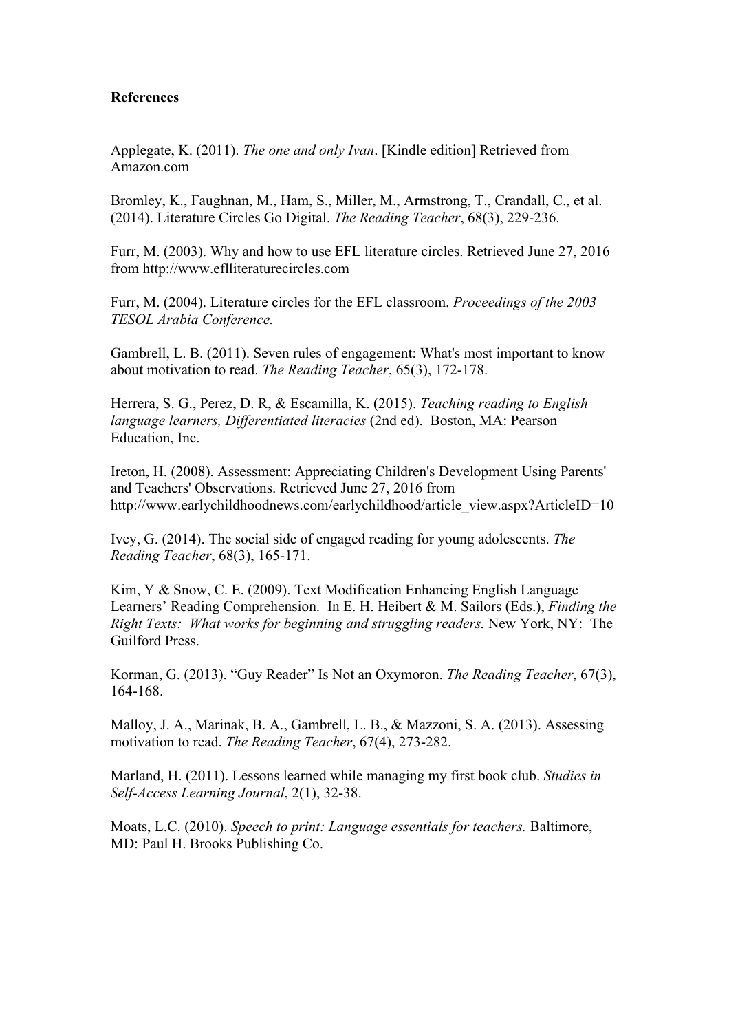**References**

Applegate, K. (2011). *The one and only Ivan*. [Kindle edition] Retrieved from Amazon.com

Bromley, K., Faughnan, M., Ham, S., Miller, M., Armstrong, T., Crandall, C., et al. (2014). Literature Circles Go Digital. *The Reading Teacher*, 68(3), 229-236.

Furr, M. (2003). Why and how to use EFL literature circles. Retrieved June 27, 2016 from http://www.eflliteraturecircles.com

Furr, M. (2004). Literature circles for the EFL classroom. *Proceedings of the 2003 TESOL Arabia Conference.*

Gambrell, L. B. (2011). Seven rules of engagement: What's most important to know about motivation to read. *The Reading Teacher*, 65(3), 172-178.

Herrera, S. G., Perez, D. R, & Escamilla, K. (2015). *Teaching reading to English language learners, Differentiated literacies* (2nd ed). Boston, MA: Pearson Education, Inc.

Ireton, H. (2008). Assessment: Appreciating Children's Development Using Parents' and Teachers' Observations. Retrieved June 27, 2016 from http://www.earlychildhoodnews.com/earlychildhood/article_view.aspx?ArticleID=10

Ivey, G. (2014). The social side of engaged reading for young adolescents. *The Reading Teacher*, 68(3), 165-171.

Kim, Y & Snow, C. E. (2009). Text Modification Enhancing English Language Learners' Reading Comprehension. In E. H. Heibert & M. Sailors (Eds.), *Finding the Right Texts: What works for beginning and struggling readers.* New York, NY: The Guilford Press.

Korman, G. (2013). "Guy Reader" Is Not an Oxymoron. *The Reading Teacher*, 67(3), 164-168.

Malloy, J. A., Marinak, B. A., Gambrell, L. B., & Mazzoni, S. A. (2013). Assessing motivation to read. *The Reading Teacher*, 67(4), 273-282.

Marland, H. (2011). Lessons learned while managing my first book club. *Studies in Self-Access Learning Journal*, 2(1), 32-38.

Moats, L.C. (2010). *Speech to print: Language essentials for teachers.* Baltimore, MD: Paul H. Brooks Publishing Co.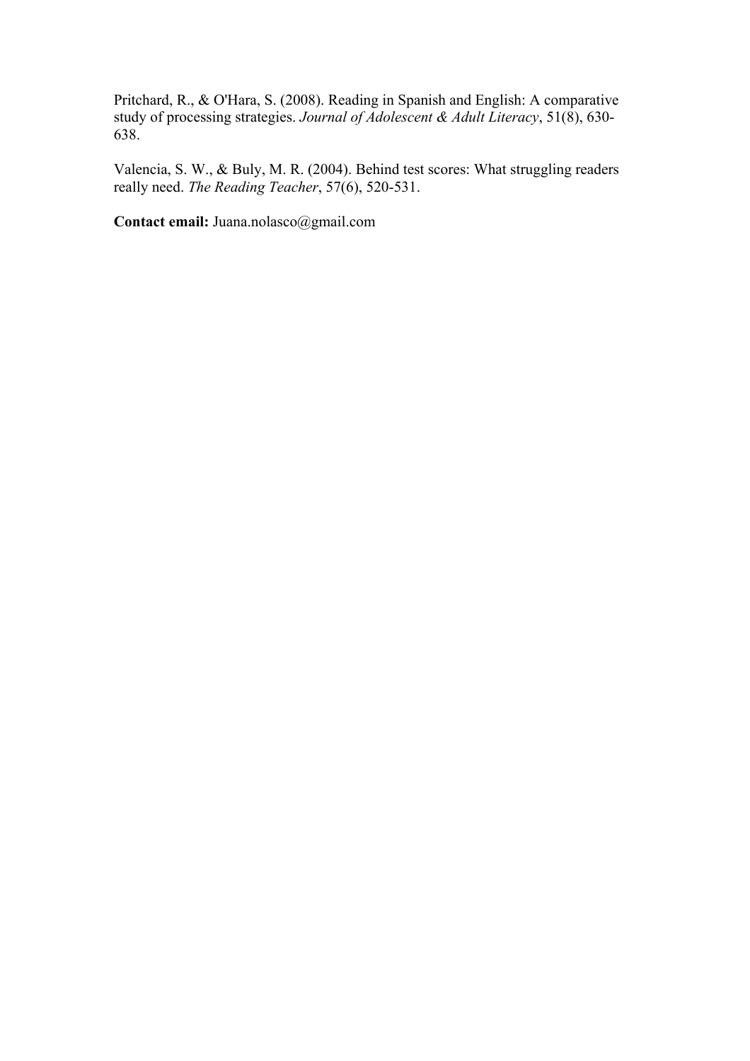Pritchard, R., & O'Hara, S. (2008). Reading in Spanish and English: A comparative study of processing strategies. *Journal of Adolescent & Adult Literacy*, 51(8), 630-638.

Valencia, S. W., & Buly, M. R. (2004). Behind test scores: What struggling readers really need. *The Reading Teacher*, 57(6), 520-531.

**Contact email:** Juana.nolasco@gmail.com